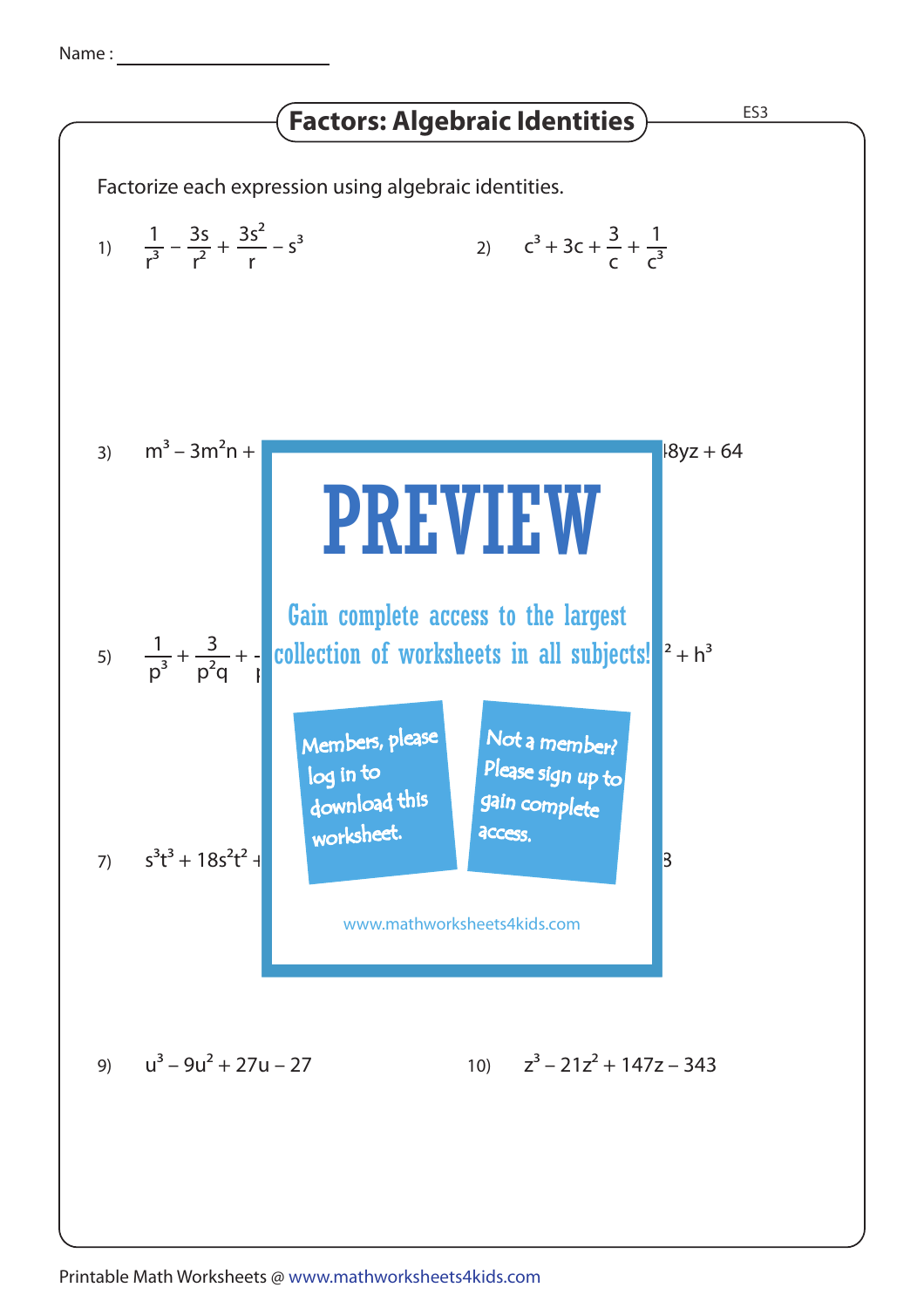Name : ____________________

## Factors: Algebraic Identities

ES3

Factorize each expression using algebraic identities.

1) $\frac{1}{r^3} - \frac{3s}{r^2} + \frac{3s^2}{r} - s^3$

2) $c^3 + 3c + \frac{3}{c} + \frac{1}{c^3}$

3) $m^3 - 3m^2n +$ ... $8yz + 64$

# PREVIEW

Gain complete access to the largest collection of worksheets in all subjects!

Members, please log in to download this worksheet.

Not a member? Please sign up to gain complete access.

www.mathworksheets4kids.com

5) $\frac{1}{p^3} + \frac{3}{p^2q} +$ ... $^2 + h^3$

7) $s^3t^3 + 18s^2t^2 +$ ... $3$

9) $u^3 - 9u^2 + 27u - 27$

10) $z^3 - 21z^2 + 147z - 343$

Printable Math Worksheets @ www.mathworksheets4kids.com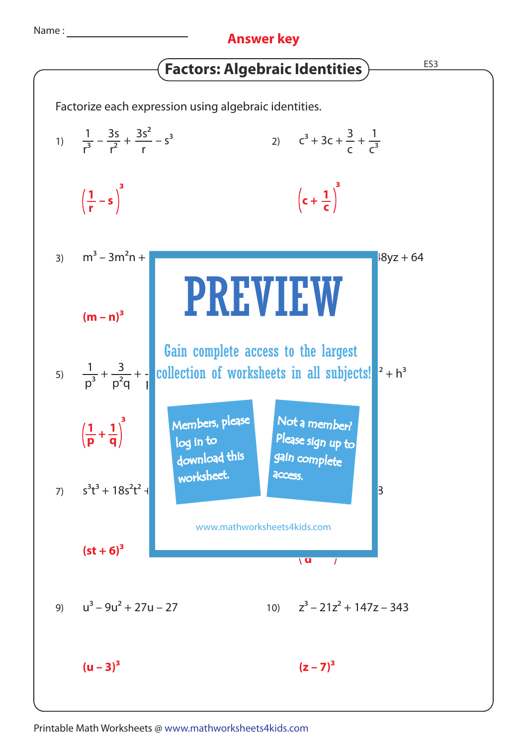Name : ____________________

**Answer key**

# Factors: Algebraic Identities

ES3

Factorize each expression using algebraic identities.

1) $\frac{1}{r^3} - \frac{3s}{r^2} + \frac{3s^2}{r} - s^3$

$\left(\frac{1}{r} - s\right)^3$

2) $c^3 + 3c + \frac{3}{c} + \frac{1}{c^3}$

$\left(c + \frac{1}{c}\right)^3$

3) $m^3 - 3m^2n +$

$(m - n)^3$

4) $8yz + 64$

5) $\frac{1}{p^3} + \frac{3}{p^2q} +$

$\left(\frac{1}{p} + \frac{1}{q}\right)^3$

6) $^2 + h^3$

7) $s^3t^3 + 18s^2t^2 +$

$(st + 6)^3$

8) $3$

9) $u^3 - 9u^2 + 27u - 27$

$(u - 3)^3$

10) $z^3 - 21z^2 + 147z - 343$

$(z - 7)^3$

**PREVIEW**

Gain complete access to the largest collection of worksheets in all subjects!

Members, please log in to download this worksheet.

Not a member? Please sign up to gain complete access.

www.mathworksheets4kids.com

Printable Math Worksheets @ www.mathworksheets4kids.com